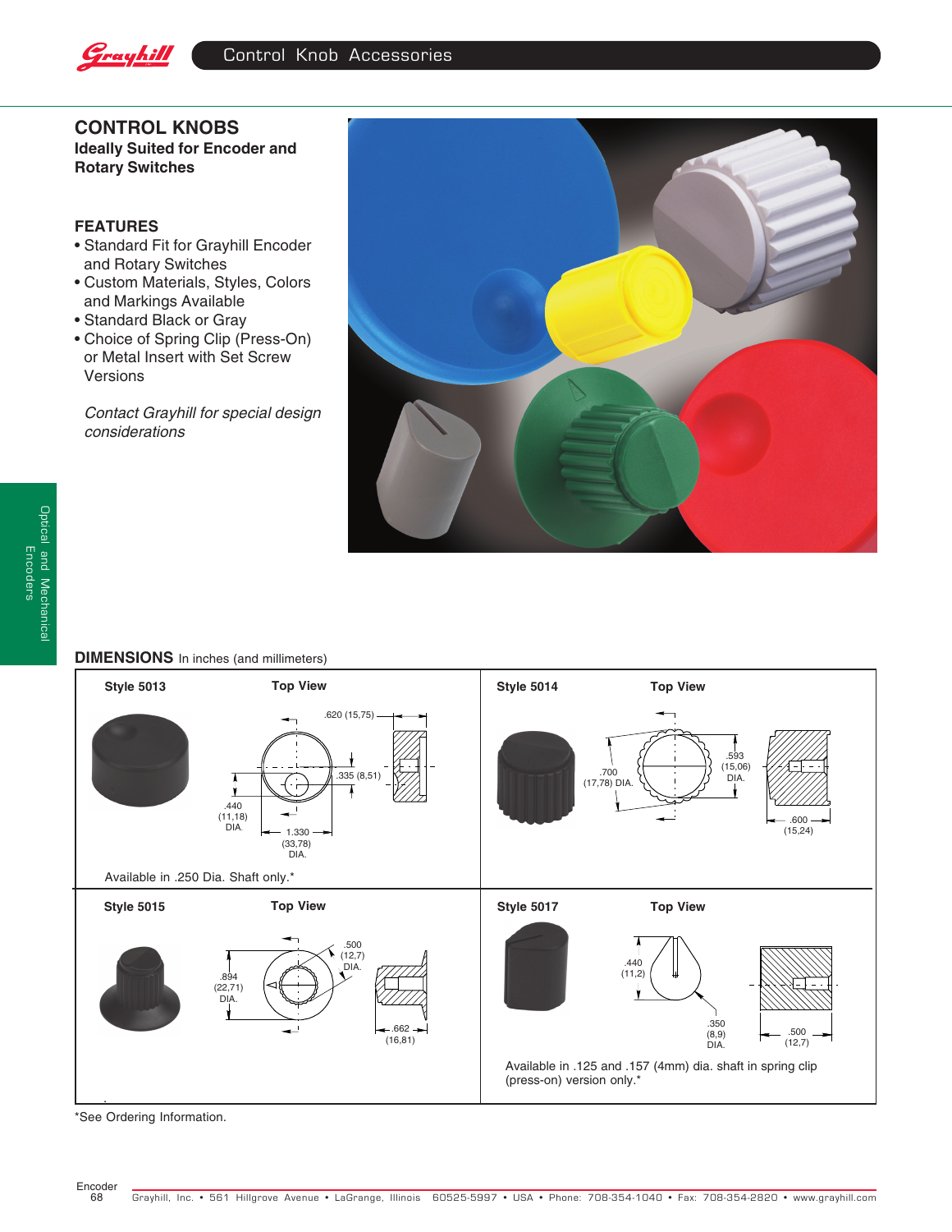# CONTROL KNOBS

**Ideally Suited for Encoder and Rotary Switches**

## FEATURES

- Standard Fit for Grayhill Encoder and Rotary Switches
- Custom Materials, Styles, Colors and Markings Available
- Standard Black or Gray
- Choice of Spring Clip (Press-On) or Metal Insert with Set Screw Versions

*Contact Grayhill for special design considerations*

## DIMENSIONS In inches (and millimeters)

**Style 5013** — **Top View**

.620 (15,75)
.335 (8,51)
.440 (11,18) DIA.
1.330 (33,78) DIA.

Available in .250 Dia. Shaft only.*

**Style 5014** — **Top View**

.700 (17,78) DIA.
.593 (15,06) DIA.
.600 (15,24)

**Style 5015** — **Top View**

.894 (22,71) DIA.
.500 (12,7) DIA.
.662 (16,81)

**Style 5017** — **Top View**

.440 (11,2)
.350 (8,9) DIA.
.500 (12,7)

Available in .125 and .157 (4mm) dia. shaft in spring clip (press-on) version only.*

*See Ordering Information.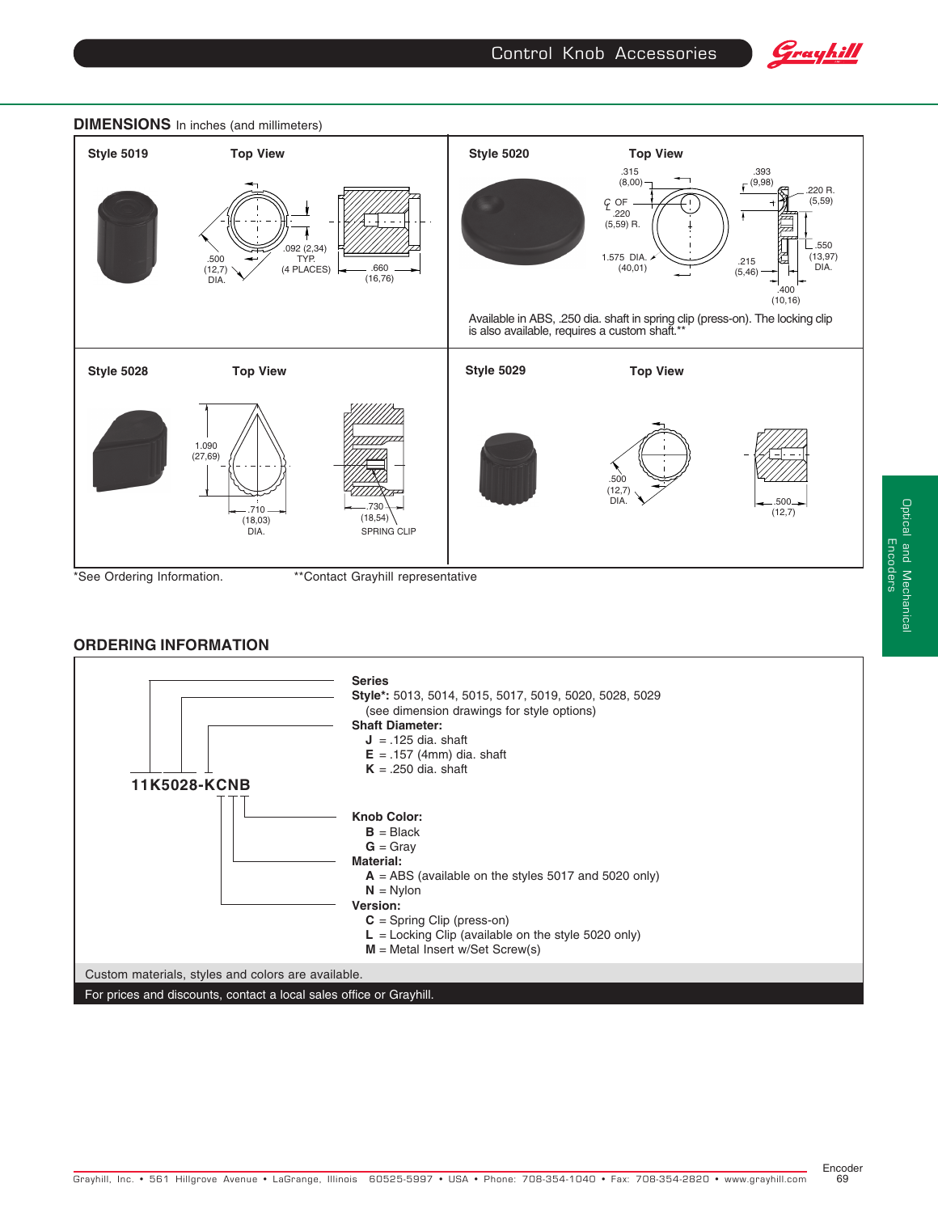## DIMENSIONS In inches (and millimeters)

**Style 5019** **Top View**

.500 (12,7) DIA.
.092 (2,34) TYP. (4 PLACES)
.660 (16,76)

**Style 5020** **Top View**

.315 (8,00)
℄ OF .220 (5,59) R.
1.575 DIA. (40,01)
.393 (9,98)
.220 R. (5,59)
.550 (13,97) DIA.
.215 (5,46)
.400 (10,16)

Available in ABS, .250 dia. shaft in spring clip (press-on). The locking clip is also available, requires a custom shaft.**

**Style 5028** **Top View**

1.090 (27,69)
.710 (18,03) DIA.
.730 (18,54)
SPRING CLIP

**Style 5029** **Top View**

.500 (12,7) DIA.
.500 (12,7)

*See Ordering Information. **Contact Grayhill representative

## ORDERING INFORMATION

**11K5028-KCNB**

**Series**

**Style*:** 5013, 5014, 5015, 5017, 5019, 5020, 5028, 5029
(see dimension drawings for style options)

**Shaft Diameter:**
- **J** = .125 dia. shaft
- **E** = .157 (4mm) dia. shaft
- **K** = .250 dia. shaft

**Knob Color:**
- **B** = Black
- **G** = Gray

**Material:**
- **A** = ABS (available on the styles 5017 and 5020 only)
- **N** = Nylon

**Version:**
- **C** = Spring Clip (press-on)
- **L** = Locking Clip (available on the style 5020 only)
- **M** = Metal Insert w/Set Screw(s)

Custom materials, styles and colors are available.

For prices and discounts, contact a local sales office or Grayhill.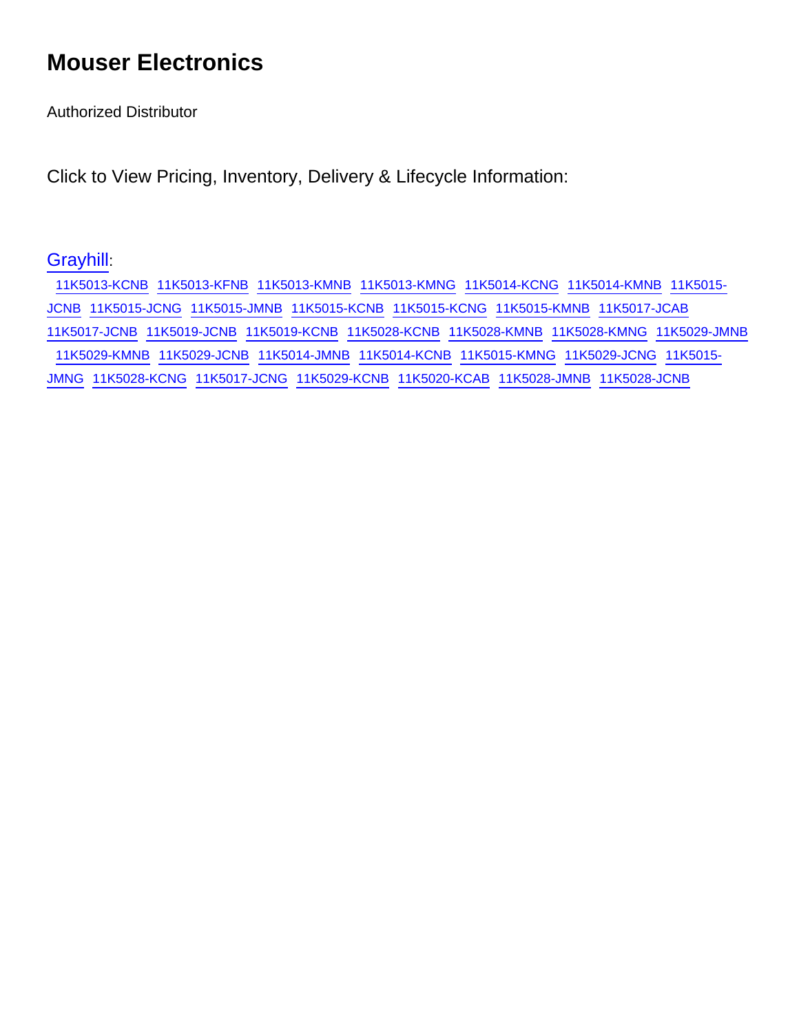# Mouser Electronics

Authorized Distributor

Click to View Pricing, Inventory, Delivery & Lifecycle Information:

Grayhill:

11K5013-KCNB 11K5013-KFNB 11K5013-KMNB 11K5013-KMNG 11K5014-KCNG 11K5014-KMNB 11K5015-JCNB 11K5015-JCNG 11K5015-JMNB 11K5015-KCNB 11K5015-KCNG 11K5015-KMNB 11K5017-JCAB 11K5017-JCNB 11K5019-JCNB 11K5019-KCNB 11K5028-KCNB 11K5028-KMNB 11K5028-KMNG 11K5029-JMNB 11K5029-KMNB 11K5029-JCNB 11K5014-JMNB 11K5014-KCNB 11K5015-KMNG 11K5029-JCNG 11K5015-JMNG 11K5028-KCNG 11K5017-JCNG 11K5029-KCNB 11K5020-KCAB 11K5028-JMNB 11K5028-JCNB